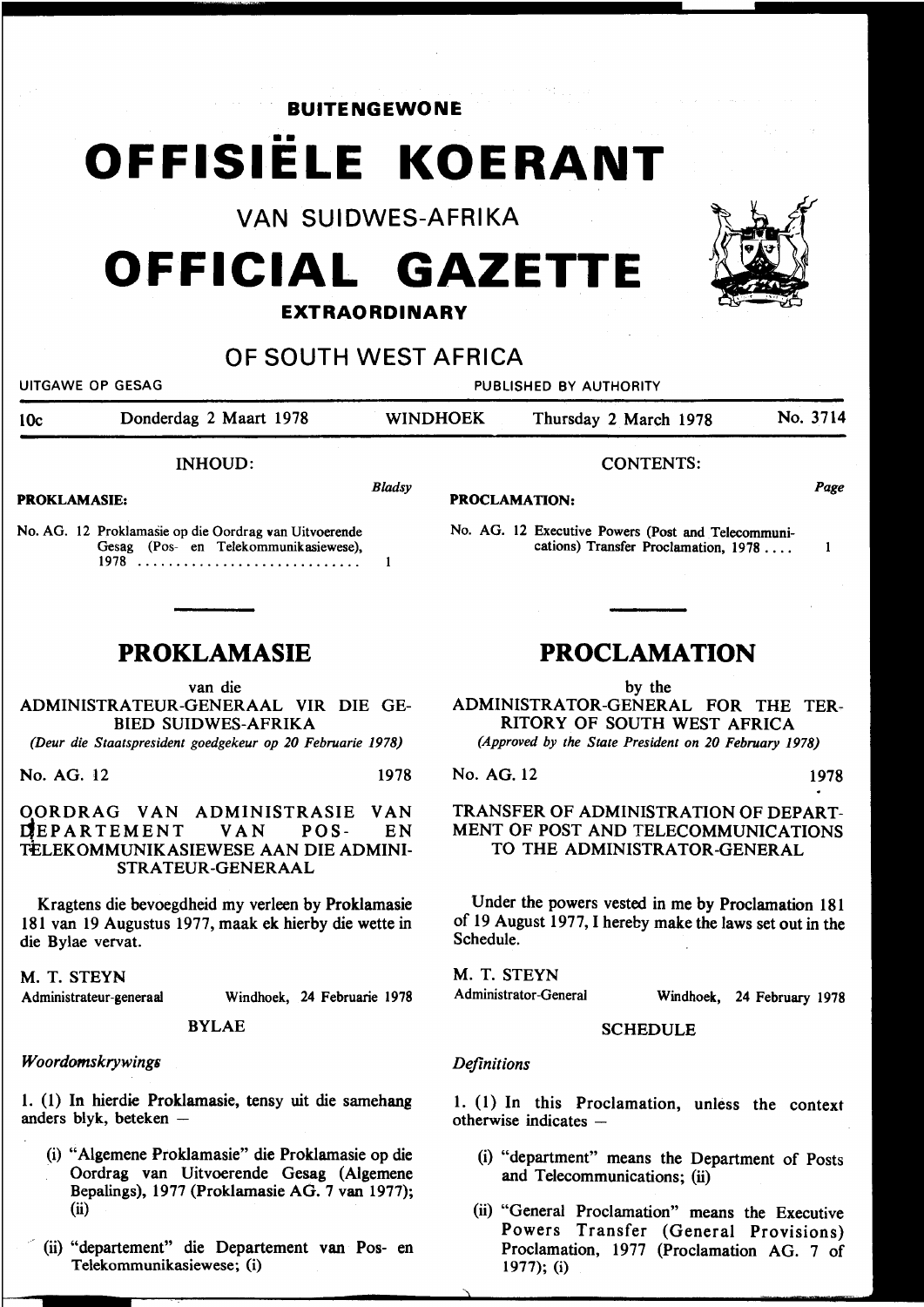**BUITENGEWONE**

# OFFISIËLE KOERANT

VAN SUIDWES-AFRIKA

# OFFICIAL GAZETTE

**EXTRAORDINARY**

OF SOUTH WEST AFRICA

UITGAWE OP GESAG — PUBLISHED BY AUTHORITY

10c — Donderdag 2 Maart 1978 — WINDHOEK — Thursday 2 March 1978 — No. 3714

INHOUD:

**PROKLAMASIE:** *Bladsy*

No. AG. 12 Proklamasie op die Oordrag van Uitvoerende Gesag (Pos- en Telekommunikasiewese), 1978 .......... 1

CONTENTS:

**PROCLAMATION:** *Page*

No. AG. 12 Executive Powers (Post and Telecommunications) Transfer Proclamation, 1978 .... 1

## PROKLAMASIE

van die
ADMINISTRATEUR-GENERAAL VIR DIE GEBIED SUIDWES-AFRIKA
*(Deur die Staatspresident goedgekeur op 20 Februarie 1978)*

No. AG. 12 — 1978

OORDRAG VAN ADMINISTRASIE VAN DEPARTEMENT VAN POS- EN TELEKOMMUNIKASIEWESE AAN DIE ADMINISTRATEUR-GENERAAL

Kragtens die bevoegdheid my verleen by Proklamasie 181 van 19 Augustus 1977, maak ek hierby die wette in die Bylae vervat.

M. T. STEYN
Administrateur-generaal — Windhoek, 24 Februarie 1978

BYLAE

*Woordomskrywings*

1. (1) In hierdie Proklamasie, tensy uit die samehang anders blyk, beteken —

(i) "Algemene Proklamasie" die Proklamasie op die Oordrag van Uitvoerende Gesag (Algemene Bepalings), 1977 (Proklamasie AG. 7 van 1977); (ii)

(ii) "departement" die Departement van Pos- en Telekommunikasiewese; (i)

## PROCLAMATION

by the
ADMINISTRATOR-GENERAL FOR THE TERRITORY OF SOUTH WEST AFRICA
*(Approved by the State President on 20 February 1978)*

No. AG. 12 — 1978

TRANSFER OF ADMINISTRATION OF DEPARTMENT OF POST AND TELECOMMUNICATIONS TO THE ADMINISTRATOR-GENERAL

Under the powers vested in me by Proclamation 181 of 19 August 1977, I hereby make the laws set out in the Schedule.

M. T. STEYN
Administrator-General — Windhoek, 24 February 1978

SCHEDULE

*Definitions*

1. (1) In this Proclamation, unless the context otherwise indicates —

(i) "department" means the Department of Posts and Telecommunications; (ii)

(ii) "General Proclamation" means the Executive Powers Transfer (General Provisions) Proclamation, 1977 (Proclamation AG. 7 of 1977); (i)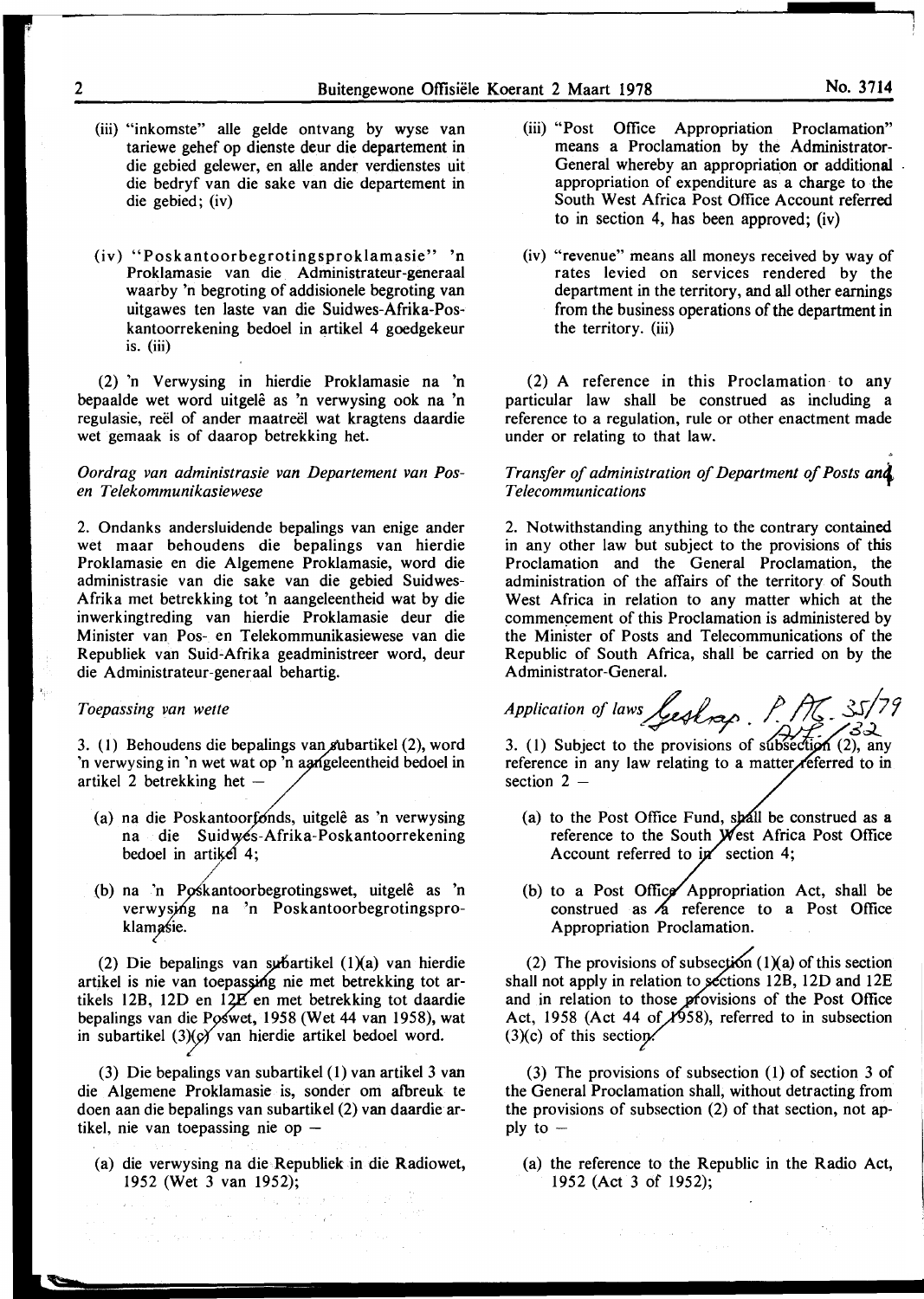(iii) "inkomste" alle gelde ontvang by wyse van tariewe gehef op dienste deur die departement in die gebied gelewer, en alle ander verdienstes uit die bedryf van die sake van die departement in die gebied; (iv)

(iv) "Poskantoorbegrotingsproklamasie" 'n Proklamasie van die Administrateur-generaal waarby 'n begroting of addisionele begroting van uitgawes ten laste van die Suidwes-Afrika-Poskantoorrekening bedoel in artikel 4 goedgekeur is. (iii)

(2) 'n Verwysing in hierdie Proklamasie na 'n bepaalde wet word uitgelê as 'n verwysing ook na 'n regulasie, reël of ander maatreël wat kragtens daardie wet gemaak is of daarop betrekking het.

*Oordrag van administrasie van Departement van Pos- en Telekommunikasiewese*

2. Ondanks andersluidende bepalings van enige ander wet maar behoudens die bepalings van hierdie Proklamasie en die Algemene Proklamasie, word die administrasie van die sake van die gebied Suidwes-Afrika met betrekking tot 'n aangeleentheid wat by die inwerkingtreding van hierdie Proklamasie deur die Minister van Pos- en Telekommunikasiewese van die Republiek van Suid-Afrika geadministreer word, deur die Administrateur-generaal behartig.

*Toepassing van wette*

3. (1) Behoudens die bepalings van subartikel (2), word 'n verwysing in 'n wet wat op 'n aangeleentheid bedoel in artikel 2 betrekking het —

(a) na die Poskantoorfonds, uitgelê as 'n verwysing na die Suidwes-Afrika-Poskantoorrekening bedoel in artikel 4;

(b) na 'n Poskantoorbegrotingswet, uitgelê as 'n verwysing na 'n Poskantoorbegrotingsproklamasie.

(2) Die bepalings van subartikel (1)(a) van hierdie artikel is nie van toepassing nie met betrekking tot artikels 12B, 12D en 12E en met betrekking tot daardie bepalings van die Poswet, 1958 (Wet 44 van 1958), wat in subartikel (3)(c) van hierdie artikel bedoel word.

(3) Die bepalings van subartikel (1) van artikel 3 van die Algemene Proklamasie is, sonder om afbreuk te doen aan die bepalings van subartikel (2) van daardie artikel, nie van toepassing nie op —

(a) die verwysing na die Republiek in die Radiowet, 1952 (Wet 3 van 1952);

(iii) "Post Office Appropriation Proclamation" means a Proclamation by the Administrator-General whereby an appropriation or additional appropriation of expenditure as a charge to the South West Africa Post Office Account referred to in section 4, has been approved; (iv)

(iv) "revenue" means all moneys received by way of rates levied on services rendered by the department in the territory, and all other earnings from the business operations of the department in the territory. (iii)

(2) A reference in this Proclamation to any particular law shall be construed as including a reference to a regulation, rule or other enactment made under or relating to that law.

*Transfer of administration of Department of Posts and Telecommunications*

2. Notwithstanding anything to the contrary contained in any other law but subject to the provisions of this Proclamation and the General Proclamation, the administration of the affairs of the territory of South West Africa in relation to any matter which at the commencement of this Proclamation is administered by the Minister of Posts and Telecommunications of the Republic of South Africa, shall be carried on by the Administrator-General.

*Application of laws*

3. (1) Subject to the provisions of subsection (2), any reference in any law relating to a matter referred to in section 2 —

(a) to the Post Office Fund, shall be construed as a reference to the South West Africa Post Office Account referred to in section 4;

(b) to a Post Office Appropriation Act, shall be construed as a reference to a Post Office Appropriation Proclamation.

(2) The provisions of subsection (1)(a) of this section shall not apply in relation to sections 12B, 12D and 12E and in relation to those provisions of the Post Office Act, 1958 (Act 44 of 1958), referred to in subsection (3)(c) of this section.

(3) The provisions of subsection (1) of section 3 of the General Proclamation shall, without detracting from the provisions of subsection (2) of that section, not apply to —

(a) the reference to the Republic in the Radio Act, 1952 (Act 3 of 1952);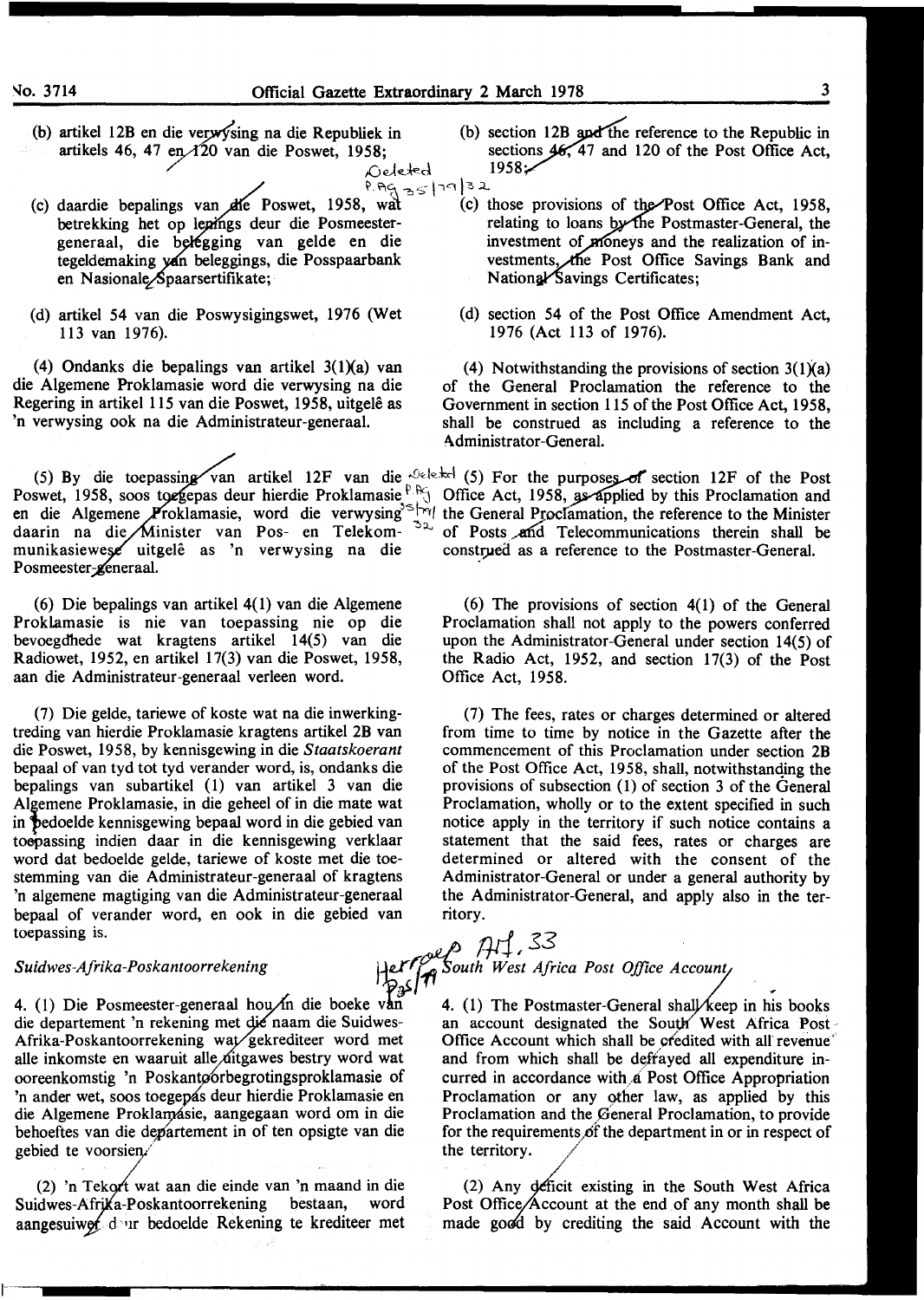(b) artikel 12B en die verwysing na die Republiek in artikels 46, 47 en 120 van die Poswet, 1958;

(c) daardie bepalings van die Poswet, 1958, wat betrekking het op lenings deur die Posmeester-generaal, die belegging van gelde en die tegeldemaking van beleggings, die Posspaarbank en Nasionale Spaarsertifikate;

(d) artikel 54 van die Poswysigingswet, 1976 (Wet 113 van 1976).

(4) Ondanks die bepalings van artikel 3(1)(a) van die Algemene Proklamasie word die verwysing na die Regering in artikel 115 van die Poswet, 1958, uitgelê as 'n verwysing ook na die Administrateur-generaal.

(5) By die toepassing van artikel 12F van die Poswet, 1958, soos toegepas deur hierdie Proklamasie en die Algemene Proklamasie, word die verwysing daarin na die Minister van Pos- en Telekommunikasiewese uitgelê as 'n verwysing na die Posmeester-generaal.

(6) Die bepalings van artikel 4(1) van die Algemene Proklamasie is nie van toepassing nie op die bevoegdhede wat kragtens artikel 14(5) van die Radiowet, 1952, en artikel 17(3) van die Poswet, 1958, aan die Administrateur-generaal verleen word.

(7) Die gelde, tariewe of koste wat na die inwerkingtreding van hierdie Proklamasie kragtens artikel 2B van die Poswet, 1958, by kennisgewing in die *Staatskoerant* bepaal of van tyd tot tyd verander word, is, ondanks die bepalings van subartikel (1) van artikel 3 van die Algemene Proklamasie, in die geheel of in die mate wat in bedoelde kennisgewing bepaal word in die gebied van toepassing indien daar in die kennisgewing verklaar word dat bedoelde gelde, tariewe of koste met die toestemming van die Administrateur-generaal of kragtens 'n algemene magtiging van die Administrateur-generaal bepaal of verander word, en ook in die gebied van toepassing is.

*Suidwes-Afrika-Poskantoorrekening*

4. (1) Die Posmeester-generaal hou in die boeke van die departement 'n rekening met die naam die Suidwes-Afrika-Poskantoorrekening wat gekrediteer word met alle inkomste en waaruit alle uitgawes bestry word wat ooreenkomstig 'n Poskantoorbegrotingsproklamasie of 'n ander wet, soos toegepas deur hierdie Proklamasie en die Algemene Proklamasie, aangegaan word om in die behoeftes van die departement in of ten opsigte van die gebied te voorsien.

(2) 'n Tekort wat aan die einde van 'n maand in die Suidwes-Afrika-Poskantoorrekening bestaan, word aangesuiwer deur bedoelde Rekening te krediteer met

(b) section 12B and the reference to the Republic in sections 46, 47 and 120 of the Post Office Act, 1958;

(c) those provisions of the Post Office Act, 1958, relating to loans by the Postmaster-General, the investment of moneys and the realization of investments, the Post Office Savings Bank and National Savings Certificates;

(d) section 54 of the Post Office Amendment Act, 1976 (Act 113 of 1976).

(4) Notwithstanding the provisions of section 3(1)(a) of the General Proclamation the reference to the Government in section 115 of the Post Office Act, 1958, shall be construed as including a reference to the Administrator-General.

(5) For the purposes of section 12F of the Post Office Act, 1958, as applied by this Proclamation and the General Proclamation, the reference to the Minister of Posts and Telecommunications therein shall be construed as a reference to the Postmaster-General.

(6) The provisions of section 4(1) of the General Proclamation shall not apply to the powers conferred upon the Administrator-General under section 14(5) of the Radio Act, 1952, and section 17(3) of the Post Office Act, 1958.

(7) The fees, rates or charges determined or altered from time to time by notice in the Gazette after the commencement of this Proclamation under section 2B of the Post Office Act, 1958, shall, notwithstanding the provisions of subsection (1) of section 3 of the General Proclamation, wholly or to the extent specified in such notice apply in the territory if such notice contains a statement that the said fees, rates or charges are determined or altered with the consent of the Administrator-General or under a general authority by the Administrator-General, and apply also in the territory.

*South West Africa Post Office Account*

4. (1) The Postmaster-General shall keep in his books an account designated the South West Africa Post Office Account which shall be credited with all revenue and from which shall be defrayed all expenditure incurred in accordance with a Post Office Appropriation Proclamation or any other law, as applied by this Proclamation and the General Proclamation, to provide for the requirements of the department in or in respect of the territory.

(2) Any deficit existing in the South West Africa Post Office Account at the end of any month shall be made good by crediting the said Account with the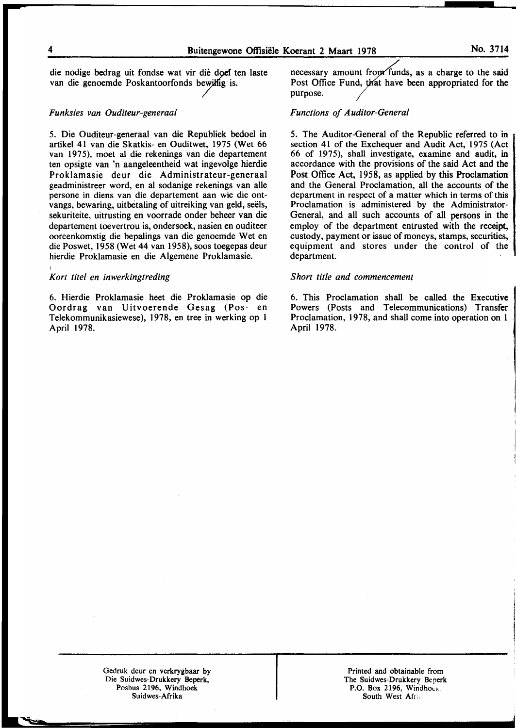die nodige bedrag uit fondse wat vir dié doel ten laste van die genoemde Poskantoorfonds bewillig is.

### *Funksies van Ouditeur-generaal*

5. Die Ouditeur-generaal van die Republiek bedoel in artikel 41 van die Skatkis- en Ouditwet, 1975 (Wet 66 van 1975), moet al die rekenings van die departement ten opsigte van 'n aangeleentheid wat ingevolge hierdie Proklamasie deur die Administrateur-generaal geadministreer word, en al sodanige rekenings van alle persone in diens van die departement aan wie die ontvangs, bewaring, uitbetaling of uitreiking van geld, seëls, sekuriteite, uitrusting en voorrade onder beheer van die departement toevertrou is, ondersoek, nasien en ouditeer ooreenkomstig die bepalings van die genoemde Wet en die Poswet, 1958 (Wet 44 van 1958), soos toegepas deur hierdie Proklamasie en die Algemene Proklamasie.

### *Kort titel en inwerkingtreding*

6. Hierdie Proklamasie heet die Proklamasie op die Oordrag van Uitvoerende Gesag (Pos- en Telekommunikasiewese), 1978, en tree in werking op 1 April 1978.

necessary amount from funds, as a charge to the said Post Office Fund, that have been appropriated for the purpose.

### *Functions of Auditor-General*

5. The Auditor-General of the Republic referred to in section 41 of the Exchequer and Audit Act, 1975 (Act 66 of 1975), shall investigate, examine and audit, in accordance with the provisions of the said Act and the Post Office Act, 1958, as applied by this Proclamation and the General Proclamation, all the accounts of the department in respect of a matter which in terms of this Proclamation is administered by the Administrator-General, and all such accounts of all persons in the employ of the department entrusted with the receipt, custody, payment or issue of moneys, stamps, securities, equipment and stores under the control of the department.

### *Short title and commencement*

6. This Proclamation shall be called the Executive Powers (Posts and Telecommunications) Transfer Proclamation, 1978, and shall come into operation on 1 April 1978.

Gedruk deur en verkrygbaar by
Die Suidwes-Drukkery Beperk,
Posbus 2196, Windhoek
Suidwes-Afrika

Printed and obtainable from
The Suidwes-Drukkery Beperk
P.O. Box 2196, Windhoek
South West Africa